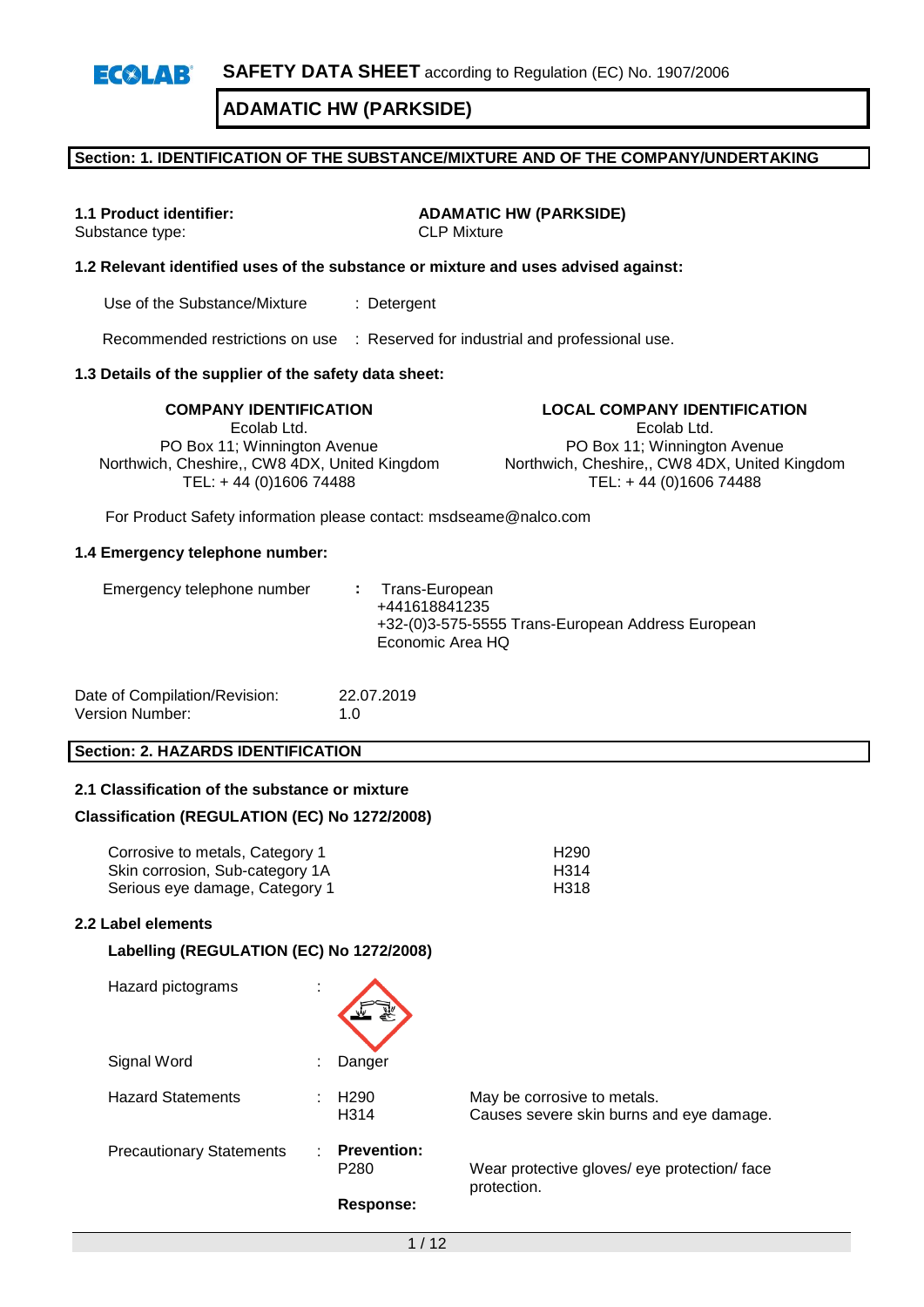**SAFETY DATA SHEET** according to Regulation (EC) No. 1907/2006

# ADAMATIC HW (PARKSIDE)

## Section: 1. IDENTIFICATION OF THE SUBSTANCE/MIXTURE AND OF THE COMPANY/UNDERTAKING

**1.1 Product identifier:** **ADAMATIC HW (PARKSIDE)**
Substance type: CLP Mixture

### 1.2 Relevant identified uses of the substance or mixture and uses advised against:

Use of the Substance/Mixture : Detergent

Recommended restrictions on use : Reserved for industrial and professional use.

### 1.3 Details of the supplier of the safety data sheet:

**COMPANY IDENTIFICATION**
Ecolab Ltd.
PO Box 11; Winnington Avenue
Northwich, Cheshire,, CW8 4DX, United Kingdom
TEL: + 44 (0)1606 74488

**LOCAL COMPANY IDENTIFICATION**
Ecolab Ltd.
PO Box 11; Winnington Avenue
Northwich, Cheshire,, CW8 4DX, United Kingdom
TEL: + 44 (0)1606 74488

For Product Safety information please contact: msdseame@nalco.com

### 1.4 Emergency telephone number:

Emergency telephone number : Trans-European
+441618841235
+32-(0)3-575-5555 Trans-European Address European Economic Area HQ

Date of Compilation/Revision: 22.07.2019
Version Number: 1.0

## Section: 2. HAZARDS IDENTIFICATION

### 2.1 Classification of the substance or mixture

**Classification (REGULATION (EC) No 1272/2008)**

| | |
|---|---|
| Corrosive to metals, Category 1 | H290 |
| Skin corrosion, Sub-category 1A | H314 |
| Serious eye damage, Category 1 | H318 |

### 2.2 Label elements

**Labelling (REGULATION (EC) No 1272/2008)**

Hazard pictograms :

Signal Word : Danger

Hazard Statements :
- H290 May be corrosive to metals.
- H314 Causes severe skin burns and eye damage.

Precautionary Statements :

**Prevention:**
- P280 Wear protective gloves/ eye protection/ face protection.

**Response:**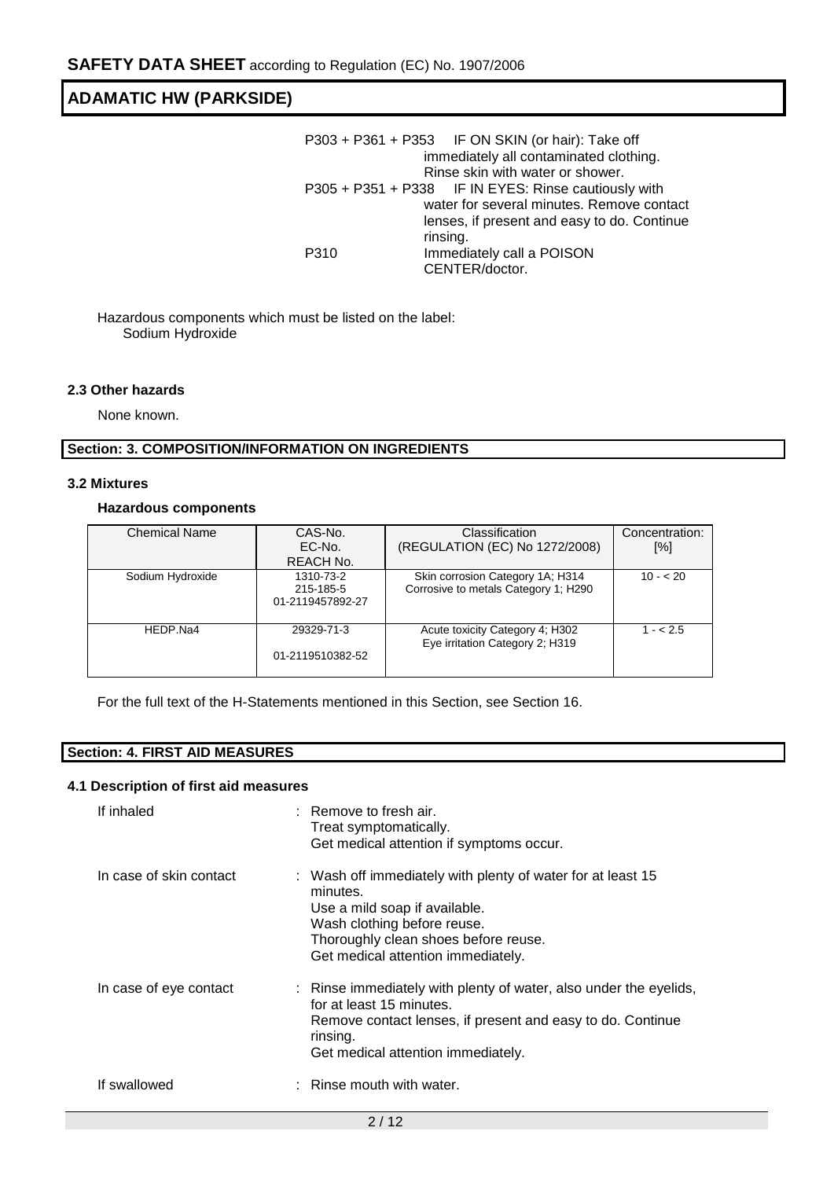P303 + P361 + P353 IF ON SKIN (or hair): Take off immediately all contaminated clothing. Rinse skin with water or shower.

P305 + P351 + P338 IF IN EYES: Rinse cautiously with water for several minutes. Remove contact lenses, if present and easy to do. Continue rinsing.

P310 Immediately call a POISON CENTER/doctor.

Hazardous components which must be listed on the label:
Sodium Hydroxide

### 2.3 Other hazards

None known.

## Section: 3. COMPOSITION/INFORMATION ON INGREDIENTS

### 3.2 Mixtures

**Hazardous components**

| Chemical Name | CAS-No. EC-No. REACH No. | Classification (REGULATION (EC) No 1272/2008) | Concentration: [%] |
|---|---|---|---|
| Sodium Hydroxide | 1310-73-2 215-185-5 01-2119457892-27 | Skin corrosion Category 1A; H314 Corrosive to metals Category 1; H290 | 10 - < 20 |
| HEDP.Na4 | 29329-71-3 01-2119510382-52 | Acute toxicity Category 4; H302 Eye irritation Category 2; H319 | 1 - < 2.5 |

For the full text of the H-Statements mentioned in this Section, see Section 16.

## Section: 4. FIRST AID MEASURES

### 4.1 Description of first aid measures

| | |
|---|---|
| If inhaled | : Remove to fresh air. Treat symptomatically. Get medical attention if symptoms occur. |
| In case of skin contact | : Wash off immediately with plenty of water for at least 15 minutes. Use a mild soap if available. Wash clothing before reuse. Thoroughly clean shoes before reuse. Get medical attention immediately. |
| In case of eye contact | : Rinse immediately with plenty of water, also under the eyelids, for at least 15 minutes. Remove contact lenses, if present and easy to do. Continue rinsing. Get medical attention immediately. |
| If swallowed | : Rinse mouth with water. |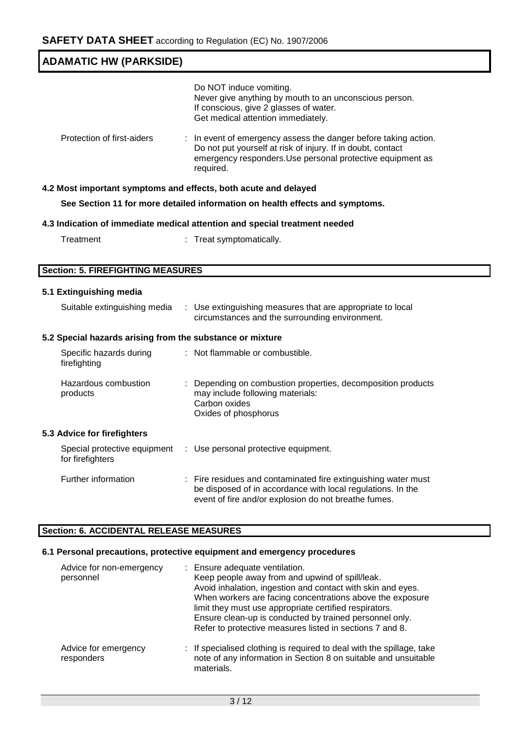Do NOT induce vomiting.
Never give anything by mouth to an unconscious person.
If conscious, give 2 glasses of water.
Get medical attention immediately.

| | |
|---|---|
| Protection of first-aiders | : In event of emergency assess the danger before taking action. Do not put yourself at risk of injury. If in doubt, contact emergency responders.Use personal protective equipment as required. |

### 4.2 Most important symptoms and effects, both acute and delayed

**See Section 11 for more detailed information on health effects and symptoms.**

### 4.3 Indication of immediate medical attention and special treatment needed

| | |
|---|---|
| Treatment | : Treat symptomatically. |

## Section: 5. FIREFIGHTING MEASURES

### 5.1 Extinguishing media

| | |
|---|---|
| Suitable extinguishing media | : Use extinguishing measures that are appropriate to local circumstances and the surrounding environment. |

### 5.2 Special hazards arising from the substance or mixture

| | |
|---|---|
| Specific hazards during firefighting | : Not flammable or combustible. |
| Hazardous combustion products | : Depending on combustion properties, decomposition products may include following materials:<br>Carbon oxides<br>Oxides of phosphorus |

### 5.3 Advice for firefighters

| | |
|---|---|
| Special protective equipment for firefighters | : Use personal protective equipment. |
| Further information | : Fire residues and contaminated fire extinguishing water must be disposed of in accordance with local regulations. In the event of fire and/or explosion do not breathe fumes. |

## Section: 6. ACCIDENTAL RELEASE MEASURES

### 6.1 Personal precautions, protective equipment and emergency procedures

| | |
|---|---|
| Advice for non-emergency personnel | : Ensure adequate ventilation.<br>Keep people away from and upwind of spill/leak.<br>Avoid inhalation, ingestion and contact with skin and eyes.<br>When workers are facing concentrations above the exposure limit they must use appropriate certified respirators.<br>Ensure clean-up is conducted by trained personnel only.<br>Refer to protective measures listed in sections 7 and 8. |
| Advice for emergency responders | : If specialised clothing is required to deal with the spillage, take note of any information in Section 8 on suitable and unsuitable materials. |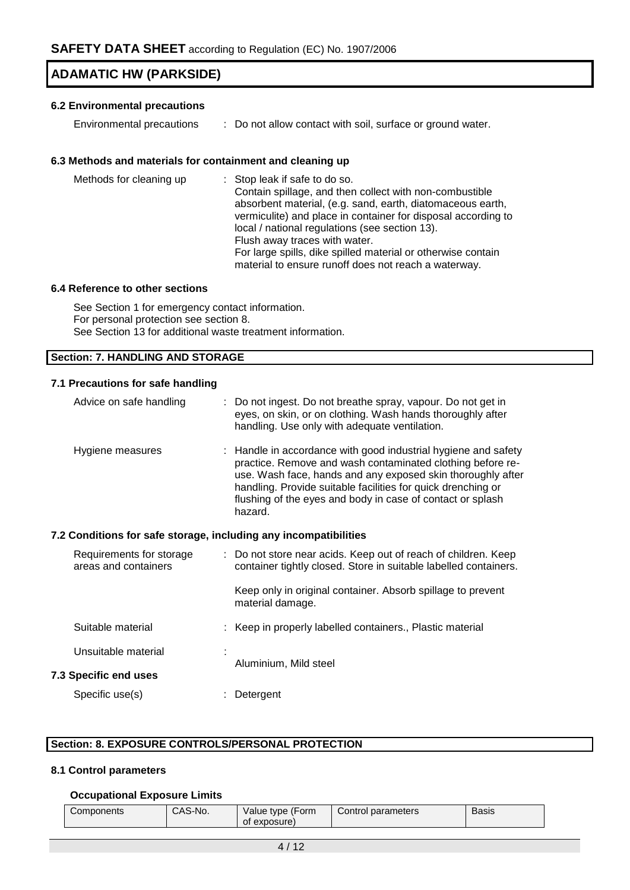### 6.2 Environmental precautions

| | |
|---|---|
| Environmental precautions | : Do not allow contact with soil, surface or ground water. |

### 6.3 Methods and materials for containment and cleaning up

| | |
|---|---|
| Methods for cleaning up | : Stop leak if safe to do so. Contain spillage, and then collect with non-combustible absorbent material, (e.g. sand, earth, diatomaceous earth, vermiculite) and place in container for disposal according to local / national regulations (see section 13). Flush away traces with water. For large spills, dike spilled material or otherwise contain material to ensure runoff does not reach a waterway. |

### 6.4 Reference to other sections

See Section 1 for emergency contact information.
For personal protection see section 8.
See Section 13 for additional waste treatment information.

## Section: 7. HANDLING AND STORAGE

### 7.1 Precautions for safe handling

| | |
|---|---|
| Advice on safe handling | : Do not ingest. Do not breathe spray, vapour. Do not get in eyes, on skin, or on clothing. Wash hands thoroughly after handling. Use only with adequate ventilation. |
| Hygiene measures | : Handle in accordance with good industrial hygiene and safety practice. Remove and wash contaminated clothing before re-use. Wash face, hands and any exposed skin thoroughly after handling. Provide suitable facilities for quick drenching or flushing of the eyes and body in case of contact or splash hazard. |

### 7.2 Conditions for safe storage, including any incompatibilities

| | |
|---|---|
| Requirements for storage areas and containers | : Do not store near acids. Keep out of reach of children. Keep container tightly closed. Store in suitable labelled containers. Keep only in original container. Absorb spillage to prevent material damage. |
| Suitable material | : Keep in properly labelled containers., Plastic material |
| Unsuitable material | : Aluminium, Mild steel |

### 7.3 Specific end uses

| | |
|---|---|
| Specific use(s) | : Detergent |

## Section: 8. EXPOSURE CONTROLS/PERSONAL PROTECTION

### 8.1 Control parameters

**Occupational Exposure Limits**

| Components | CAS-No. | Value type (Form of exposure) | Control parameters | Basis |
|---|---|---|---|---|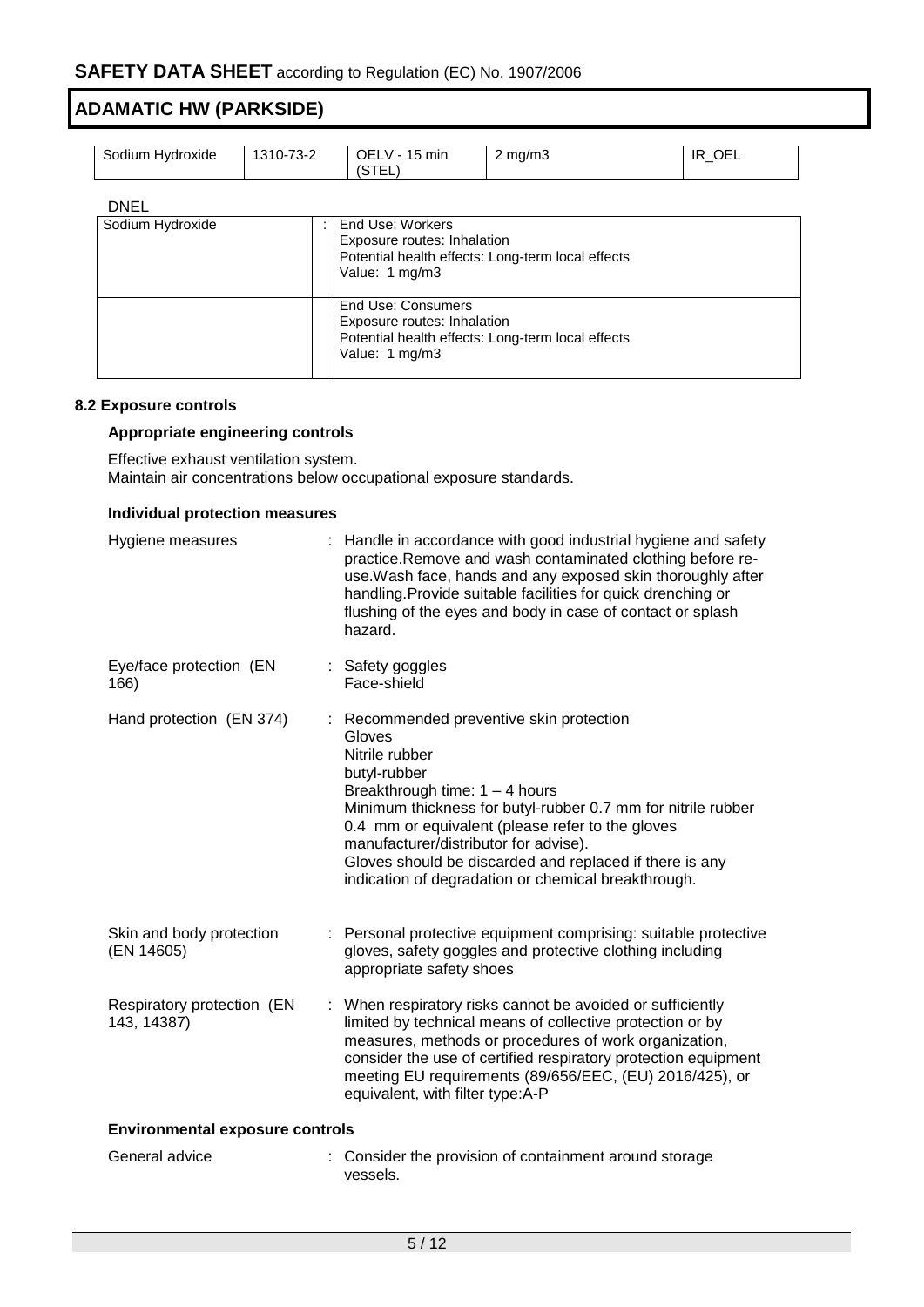| Sodium Hydroxide | 1310-73-2 | OELV - 15 min (STEL) | 2 mg/m3 | IR_OEL |
|---|---|---|---|---|

DNEL

| | | |
|---|---|---|
| Sodium Hydroxide | : | End Use: Workers<br>Exposure routes: Inhalation<br>Potential health effects: Long-term local effects<br>Value: 1 mg/m3 |
| | | End Use: Consumers<br>Exposure routes: Inhalation<br>Potential health effects: Long-term local effects<br>Value: 1 mg/m3 |

### 8.2 Exposure controls

**Appropriate engineering controls**

Effective exhaust ventilation system.
Maintain air concentrations below occupational exposure standards.

**Individual protection measures**

Hygiene measures : Handle in accordance with good industrial hygiene and safety practice.Remove and wash contaminated clothing before re-use.Wash face, hands and any exposed skin thoroughly after handling.Provide suitable facilities for quick drenching or flushing of the eyes and body in case of contact or splash hazard.

Eye/face protection (EN 166) : Safety goggles
Face-shield

Hand protection (EN 374) : Recommended preventive skin protection
Gloves
Nitrile rubber
butyl-rubber
Breakthrough time: 1 – 4 hours
Minimum thickness for butyl-rubber 0.7 mm for nitrile rubber 0.4 mm or equivalent (please refer to the gloves manufacturer/distributor for advise).
Gloves should be discarded and replaced if there is any indication of degradation or chemical breakthrough.

Skin and body protection (EN 14605) : Personal protective equipment comprising: suitable protective gloves, safety goggles and protective clothing including appropriate safety shoes

Respiratory protection (EN 143, 14387) : When respiratory risks cannot be avoided or sufficiently limited by technical means of collective protection or by measures, methods or procedures of work organization, consider the use of certified respiratory protection equipment meeting EU requirements (89/656/EEC, (EU) 2016/425), or equivalent, with filter type:A-P

**Environmental exposure controls**

General advice : Consider the provision of containment around storage vessels.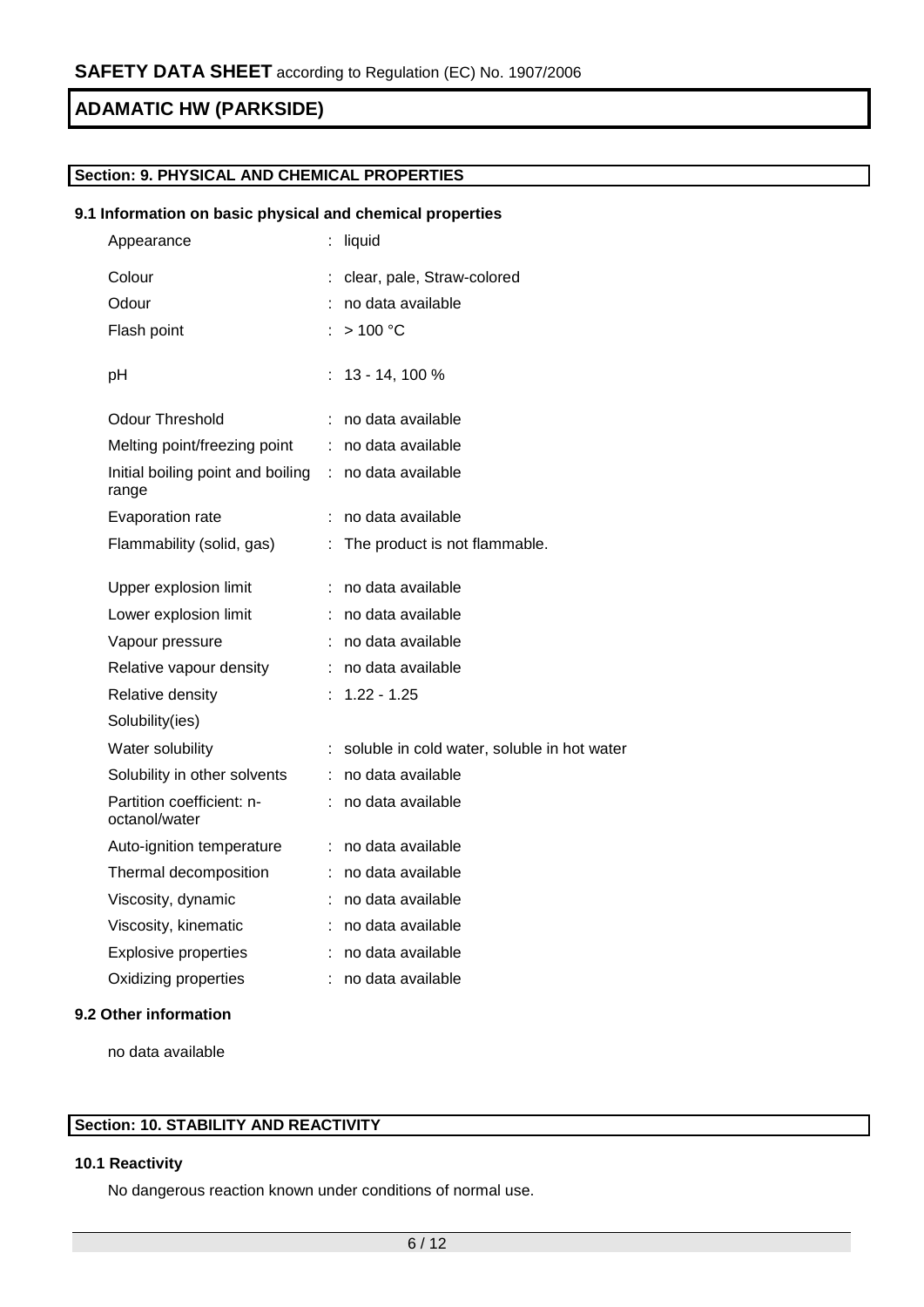## Section: 9. PHYSICAL AND CHEMICAL PROPERTIES

### 9.1 Information on basic physical and chemical properties

| Property | Value |
|---|---|
| Appearance | : liquid |
| Colour | : clear, pale, Straw-colored |
| Odour | : no data available |
| Flash point | : > 100 °C |
| pH | : 13 - 14, 100 % |
| Odour Threshold | : no data available |
| Melting point/freezing point | : no data available |
| Initial boiling point and boiling range | : no data available |
| Evaporation rate | : no data available |
| Flammability (solid, gas) | : The product is not flammable. |
| Upper explosion limit | : no data available |
| Lower explosion limit | : no data available |
| Vapour pressure | : no data available |
| Relative vapour density | : no data available |
| Relative density | : 1.22 - 1.25 |
| Solubility(ies) | |
| Water solubility | : soluble in cold water, soluble in hot water |
| Solubility in other solvents | : no data available |
| Partition coefficient: n-octanol/water | : no data available |
| Auto-ignition temperature | : no data available |
| Thermal decomposition | : no data available |
| Viscosity, dynamic | : no data available |
| Viscosity, kinematic | : no data available |
| Explosive properties | : no data available |
| Oxidizing properties | : no data available |

### 9.2 Other information

no data available

## Section: 10. STABILITY AND REACTIVITY

### 10.1 Reactivity

No dangerous reaction known under conditions of normal use.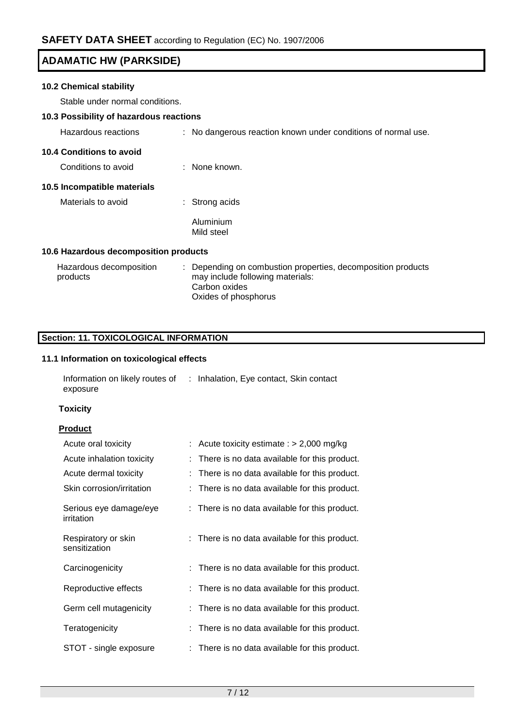### 10.2 Chemical stability

Stable under normal conditions.

### 10.3 Possibility of hazardous reactions

Hazardous reactions : No dangerous reaction known under conditions of normal use.

### 10.4 Conditions to avoid

Conditions to avoid : None known.

### 10.5 Incompatible materials

Materials to avoid : Strong acids

Aluminium
Mild steel

### 10.6 Hazardous decomposition products

Hazardous decomposition products : Depending on combustion properties, decomposition products may include following materials:
Carbon oxides
Oxides of phosphorus

## Section: 11. TOXICOLOGICAL INFORMATION

### 11.1 Information on toxicological effects

Information on likely routes of exposure : Inhalation, Eye contact, Skin contact

**Toxicity**

**Product**

| | |
|---|---|
| Acute oral toxicity | : Acute toxicity estimate : > 2,000 mg/kg |
| Acute inhalation toxicity | : There is no data available for this product. |
| Acute dermal toxicity | : There is no data available for this product. |
| Skin corrosion/irritation | : There is no data available for this product. |
| Serious eye damage/eye irritation | : There is no data available for this product. |
| Respiratory or skin sensitization | : There is no data available for this product. |
| Carcinogenicity | : There is no data available for this product. |
| Reproductive effects | : There is no data available for this product. |
| Germ cell mutagenicity | : There is no data available for this product. |
| Teratogenicity | : There is no data available for this product. |
| STOT - single exposure | : There is no data available for this product. |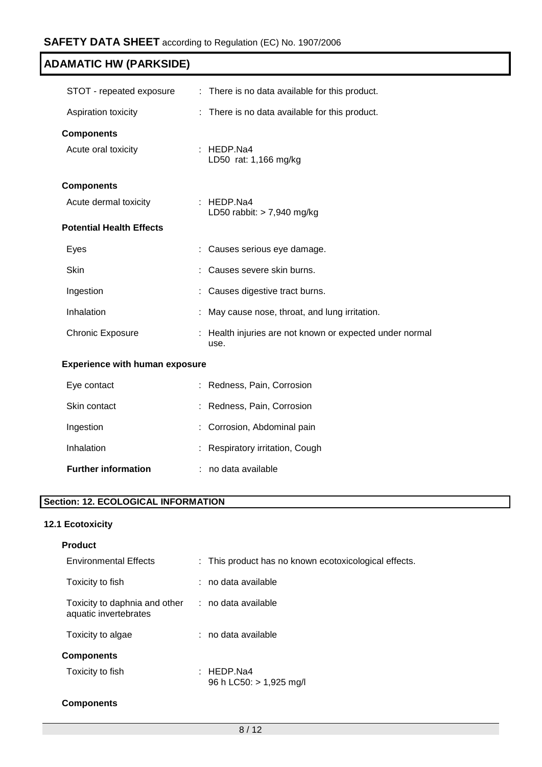STOT - repeated exposure : There is no data available for this product.

Aspiration toxicity : There is no data available for this product.

**Components**

Acute oral toxicity : HEDP.Na4
LD50 rat: 1,166 mg/kg

**Components**

Acute dermal toxicity : HEDP.Na4
LD50 rabbit: > 7,940 mg/kg

**Potential Health Effects**

Eyes : Causes serious eye damage.

Skin : Causes severe skin burns.

Ingestion : Causes digestive tract burns.

Inhalation : May cause nose, throat, and lung irritation.

Chronic Exposure : Health injuries are not known or expected under normal use.

**Experience with human exposure**

Eye contact : Redness, Pain, Corrosion

Skin contact : Redness, Pain, Corrosion

Ingestion : Corrosion, Abdominal pain

Inhalation : Respiratory irritation, Cough

**Further information** : no data available

## Section: 12. ECOLOGICAL INFORMATION

### 12.1 Ecotoxicity

**Product**

Environmental Effects : This product has no known ecotoxicological effects.

Toxicity to fish : no data available

Toxicity to daphnia and other aquatic invertebrates : no data available

Toxicity to algae : no data available

**Components**

Toxicity to fish : HEDP.Na4
96 h LC50: > 1,925 mg/l

**Components**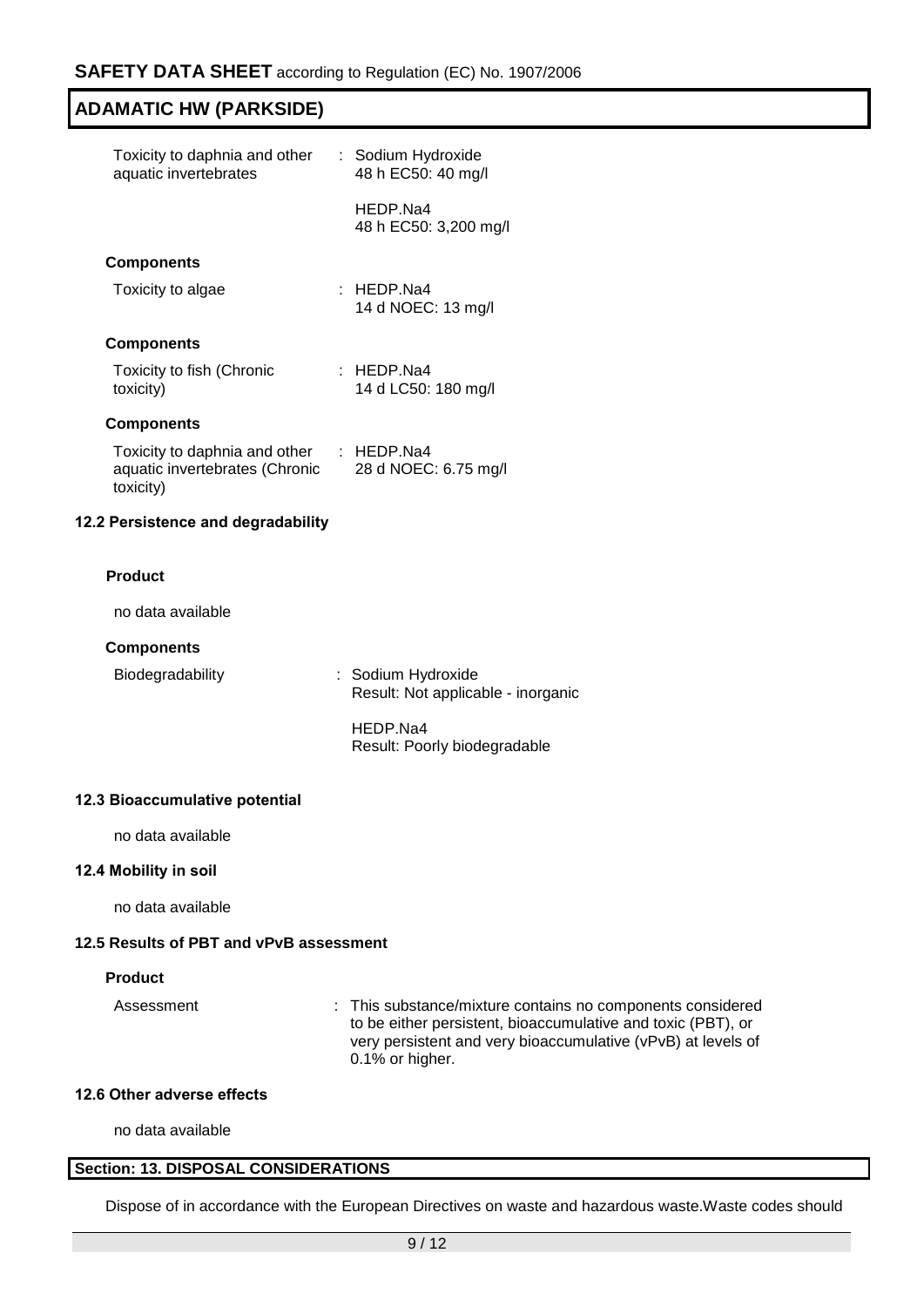| | |
|---|---|
| Toxicity to daphnia and other aquatic invertebrates | : Sodium Hydroxide<br>48 h EC50: 40 mg/l<br><br>HEDP.Na4<br>48 h EC50: 3,200 mg/l |

**Components**

| | |
|---|---|
| Toxicity to algae | : HEDP.Na4<br>14 d NOEC: 13 mg/l |

**Components**

| | |
|---|---|
| Toxicity to fish (Chronic toxicity) | : HEDP.Na4<br>14 d LC50: 180 mg/l |

**Components**

| | |
|---|---|
| Toxicity to daphnia and other aquatic invertebrates (Chronic toxicity) | : HEDP.Na4<br>28 d NOEC: 6.75 mg/l |

### 12.2 Persistence and degradability

**Product**

no data available

**Components**

| | |
|---|---|
| Biodegradability | : Sodium Hydroxide<br>Result: Not applicable - inorganic<br><br>HEDP.Na4<br>Result: Poorly biodegradable |

### 12.3 Bioaccumulative potential

no data available

### 12.4 Mobility in soil

no data available

### 12.5 Results of PBT and vPvB assessment

**Product**

| | |
|---|---|
| Assessment | : This substance/mixture contains no components considered to be either persistent, bioaccumulative and toxic (PBT), or very persistent and very bioaccumulative (vPvB) at levels of 0.1% or higher. |

### 12.6 Other adverse effects

no data available

## Section: 13. DISPOSAL CONSIDERATIONS

Dispose of in accordance with the European Directives on waste and hazardous waste.Waste codes should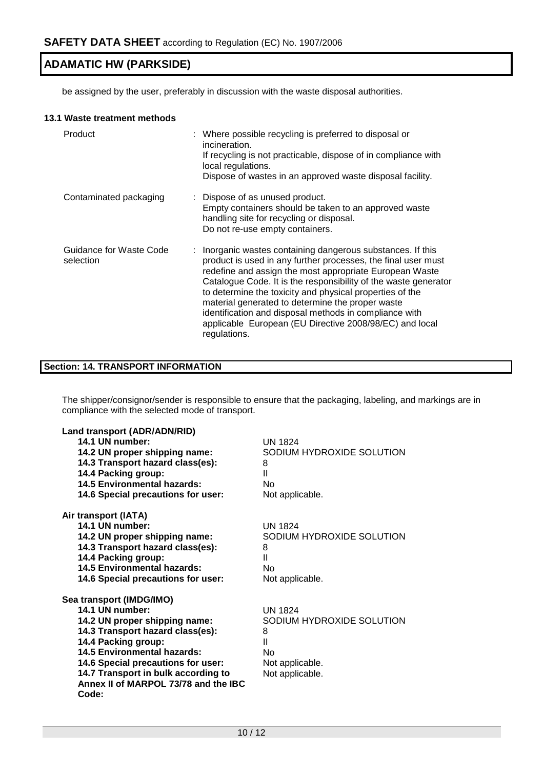be assigned by the user, preferably in discussion with the waste disposal authorities.

### 13.1 Waste treatment methods

| | |
|---|---|
| Product | : Where possible recycling is preferred to disposal or incineration. If recycling is not practicable, dispose of in compliance with local regulations. Dispose of wastes in an approved waste disposal facility. |
| Contaminated packaging | : Dispose of as unused product. Empty containers should be taken to an approved waste handling site for recycling or disposal. Do not re-use empty containers. |
| Guidance for Waste Code selection | : Inorganic wastes containing dangerous substances. If this product is used in any further processes, the final user must redefine and assign the most appropriate European Waste Catalogue Code. It is the responsibility of the waste generator to determine the toxicity and physical properties of the material generated to determine the proper waste identification and disposal methods in compliance with applicable European (EU Directive 2008/98/EC) and local regulations. |

## Section: 14. TRANSPORT INFORMATION

The shipper/consignor/sender is responsible to ensure that the packaging, labeling, and markings are in compliance with the selected mode of transport.

**Land transport (ADR/ADN/RID)**

| | |
|---|---|
| **14.1 UN number:** | UN 1824 |
| **14.2 UN proper shipping name:** | SODIUM HYDROXIDE SOLUTION |
| **14.3 Transport hazard class(es):** | 8 |
| **14.4 Packing group:** | II |
| **14.5 Environmental hazards:** | No |
| **14.6 Special precautions for user:** | Not applicable. |

**Air transport (IATA)**

| | |
|---|---|
| **14.1 UN number:** | UN 1824 |
| **14.2 UN proper shipping name:** | SODIUM HYDROXIDE SOLUTION |
| **14.3 Transport hazard class(es):** | 8 |
| **14.4 Packing group:** | II |
| **14.5 Environmental hazards:** | No |
| **14.6 Special precautions for user:** | Not applicable. |

**Sea transport (IMDG/IMO)**

| | |
|---|---|
| **14.1 UN number:** | UN 1824 |
| **14.2 UN proper shipping name:** | SODIUM HYDROXIDE SOLUTION |
| **14.3 Transport hazard class(es):** | 8 |
| **14.4 Packing group:** | II |
| **14.5 Environmental hazards:** | No |
| **14.6 Special precautions for user:** | Not applicable. |
| **14.7 Transport in bulk according to Annex II of MARPOL 73/78 and the IBC Code:** | Not applicable. |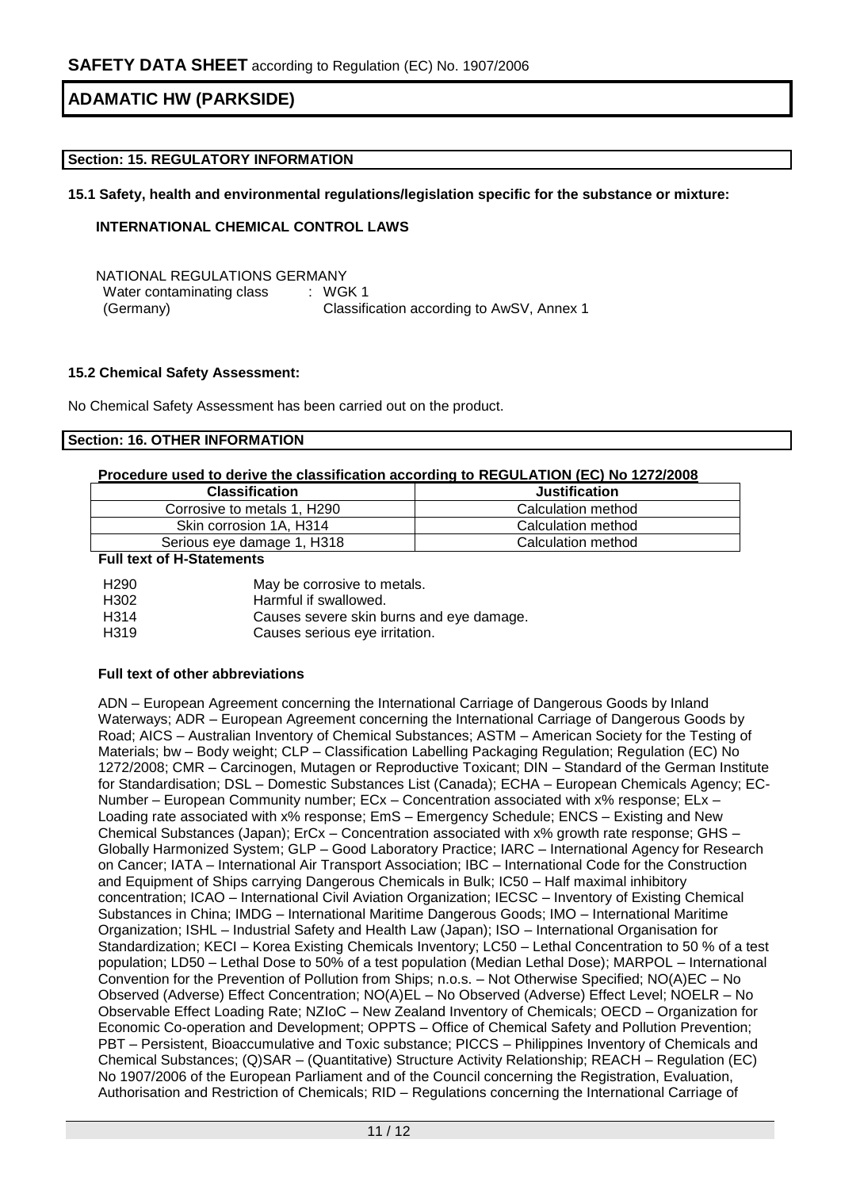## Section: 15. REGULATORY INFORMATION

**15.1 Safety, health and environmental regulations/legislation specific for the substance or mixture:**

**INTERNATIONAL CHEMICAL CONTROL LAWS**

NATIONAL REGULATIONS GERMANY

Water contaminating class (Germany) : WGK 1
Classification according to AwSV, Annex 1

**15.2 Chemical Safety Assessment:**

No Chemical Safety Assessment has been carried out on the product.

## Section: 16. OTHER INFORMATION

**Procedure used to derive the classification according to REGULATION (EC) No 1272/2008**

| Classification | Justification |
|---|---|
| Corrosive to metals 1, H290 | Calculation method |
| Skin corrosion 1A, H314 | Calculation method |
| Serious eye damage 1, H318 | Calculation method |

**Full text of H-Statements**

| | |
|---|---|
| H290 | May be corrosive to metals. |
| H302 | Harmful if swallowed. |
| H314 | Causes severe skin burns and eye damage. |
| H319 | Causes serious eye irritation. |

**Full text of other abbreviations**

ADN – European Agreement concerning the International Carriage of Dangerous Goods by Inland Waterways; ADR – European Agreement concerning the International Carriage of Dangerous Goods by Road; AICS – Australian Inventory of Chemical Substances; ASTM – American Society for the Testing of Materials; bw – Body weight; CLP – Classification Labelling Packaging Regulation; Regulation (EC) No 1272/2008; CMR – Carcinogen, Mutagen or Reproductive Toxicant; DIN – Standard of the German Institute for Standardisation; DSL – Domestic Substances List (Canada); ECHA – European Chemicals Agency; EC-Number – European Community number; ECx – Concentration associated with x% response; ELx – Loading rate associated with x% response; EmS – Emergency Schedule; ENCS – Existing and New Chemical Substances (Japan); ErCx – Concentration associated with x% growth rate response; GHS – Globally Harmonized System; GLP – Good Laboratory Practice; IARC – International Agency for Research on Cancer; IATA – International Air Transport Association; IBC – International Code for the Construction and Equipment of Ships carrying Dangerous Chemicals in Bulk; IC50 – Half maximal inhibitory concentration; ICAO – International Civil Aviation Organization; IECSC – Inventory of Existing Chemical Substances in China; IMDG – International Maritime Dangerous Goods; IMO – International Maritime Organization; ISHL – Industrial Safety and Health Law (Japan); ISO – International Organisation for Standardization; KECI – Korea Existing Chemicals Inventory; LC50 – Lethal Concentration to 50 % of a test population; LD50 – Lethal Dose to 50% of a test population (Median Lethal Dose); MARPOL – International Convention for the Prevention of Pollution from Ships; n.o.s. – Not Otherwise Specified; NO(A)EC – No Observed (Adverse) Effect Concentration; NO(A)EL – No Observed (Adverse) Effect Level; NOELR – No Observable Effect Loading Rate; NZIoC – New Zealand Inventory of Chemicals; OECD – Organization for Economic Co-operation and Development; OPPTS – Office of Chemical Safety and Pollution Prevention; PBT – Persistent, Bioaccumulative and Toxic substance; PICCS – Philippines Inventory of Chemicals and Chemical Substances; (Q)SAR – (Quantitative) Structure Activity Relationship; REACH – Regulation (EC) No 1907/2006 of the European Parliament and of the Council concerning the Registration, Evaluation, Authorisation and Restriction of Chemicals; RID – Regulations concerning the International Carriage of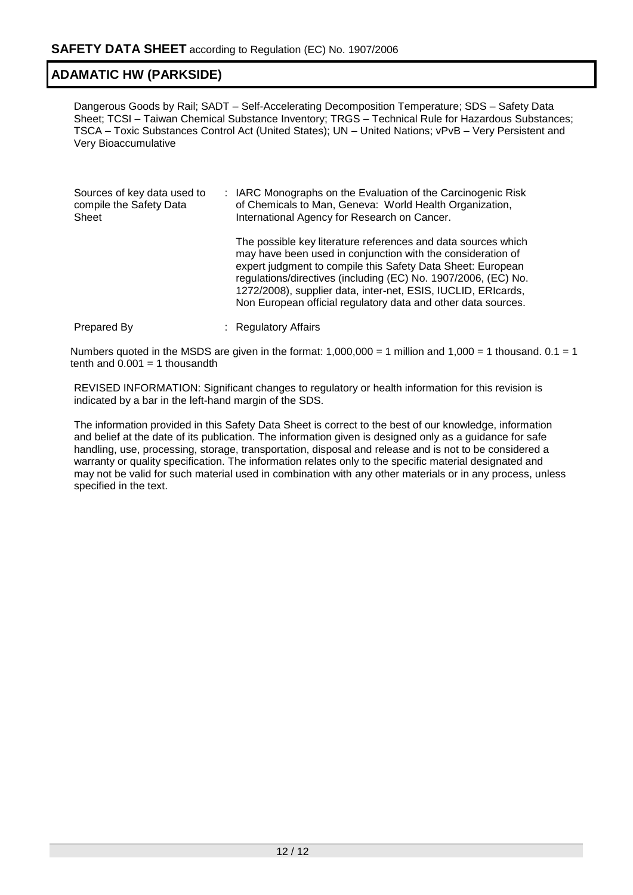Dangerous Goods by Rail; SADT – Self-Accelerating Decomposition Temperature; SDS – Safety Data Sheet; TCSI – Taiwan Chemical Substance Inventory; TRGS – Technical Rule for Hazardous Substances; TSCA – Toxic Substances Control Act (United States); UN – United Nations; vPvB – Very Persistent and Very Bioaccumulative

| | |
|---|---|
| Sources of key data used to compile the Safety Data Sheet | : IARC Monographs on the Evaluation of the Carcinogenic Risk of Chemicals to Man, Geneva: World Health Organization, International Agency for Research on Cancer.<br><br>The possible key literature references and data sources which may have been used in conjunction with the consideration of expert judgment to compile this Safety Data Sheet: European regulations/directives (including (EC) No. 1907/2006, (EC) No. 1272/2008), supplier data, inter-net, ESIS, IUCLID, ERIcards, Non European official regulatory data and other data sources. |
| Prepared By | : Regulatory Affairs |

Numbers quoted in the MSDS are given in the format: 1,000,000 = 1 million and 1,000 = 1 thousand. 0.1 = 1 tenth and 0.001 = 1 thousandth

REVISED INFORMATION: Significant changes to regulatory or health information for this revision is indicated by a bar in the left-hand margin of the SDS.

The information provided in this Safety Data Sheet is correct to the best of our knowledge, information and belief at the date of its publication. The information given is designed only as a guidance for safe handling, use, processing, storage, transportation, disposal and release and is not to be considered a warranty or quality specification. The information relates only to the specific material designated and may not be valid for such material used in combination with any other materials or in any process, unless specified in the text.